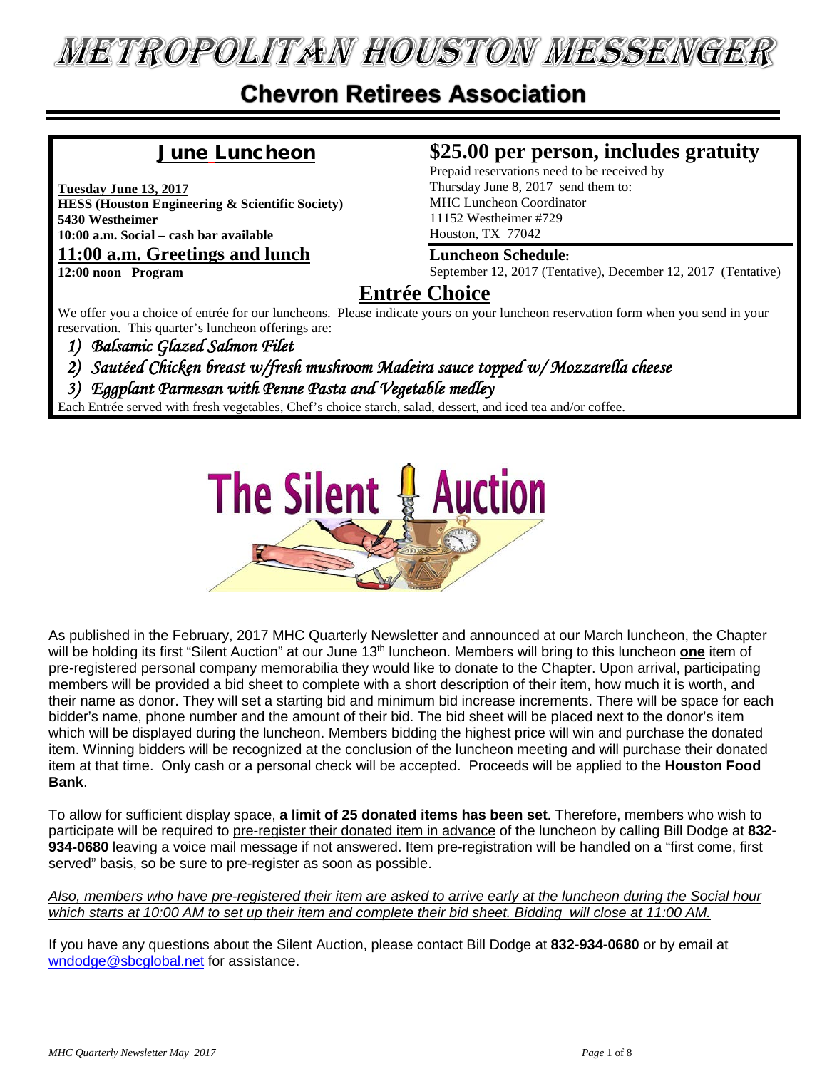# METROPOLITAN HOUSTON MESSENGER

## Chevron Retirees Association

## June Luncheon

**Tuesday June 13, 2017**
**HESS (Houston Engineering & Scientific Society)**
**5430 Westheimer**
**10:00 a.m. Social – cash bar available**

**11:00 a.m. Greetings and lunch**

**12:00 noon Program**

## $25.00 per person, includes gratuity

Prepaid reservations need to be received by Thursday June 8, 2017 send them to:
MHC Luncheon Coordinator
11152 Westheimer #729
Houston, TX 77042

**Luncheon Schedule:**
September 12, 2017 (Tentative), December 12, 2017 (Tentative)

## Entrée Choice

We offer you a choice of entrée for our luncheons. Please indicate yours on your luncheon reservation form when you send in your reservation. This quarter's luncheon offerings are:

1) *Balsamic Glazed Salmon Filet*
2) *Sautéed Chicken breast w/fresh mushroom Madeira sauce topped w/ Mozzarella cheese*
3) *Eggplant Parmesan with Penne Pasta and Vegetable medley*

Each Entrée served with fresh vegetables, Chef's choice starch, salad, dessert, and iced tea and/or coffee.

## The Silent Auction

As published in the February, 2017 MHC Quarterly Newsletter and announced at our March luncheon, the Chapter will be holding its first "Silent Auction" at our June 13th luncheon. Members will bring to this luncheon **one** item of pre-registered personal company memorabilia they would like to donate to the Chapter. Upon arrival, participating members will be provided a bid sheet to complete with a short description of their item, how much it is worth, and their name as donor. They will set a starting bid and minimum bid increase increments. There will be space for each bidder's name, phone number and the amount of their bid. The bid sheet will be placed next to the donor's item which will be displayed during the luncheon. Members bidding the highest price will win and purchase the donated item. Winning bidders will be recognized at the conclusion of the luncheon meeting and will purchase their donated item at that time. Only cash or a personal check will be accepted. Proceeds will be applied to the **Houston Food Bank**.

To allow for sufficient display space, **a limit of 25 donated items has been set**. Therefore, members who wish to participate will be required to pre-register their donated item in advance of the luncheon by calling Bill Dodge at **832-934-0680** leaving a voice mail message if not answered. Item pre-registration will be handled on a "first come, first served" basis, so be sure to pre-register as soon as possible.

*Also, members who have pre-registered their item are asked to arrive early at the luncheon during the Social hour which starts at 10:00 AM to set up their item and complete their bid sheet. Bidding will close at 11:00 AM.*

If you have any questions about the Silent Auction, please contact Bill Dodge at **832-934-0680** or by email at wndodge@sbcglobal.net for assistance.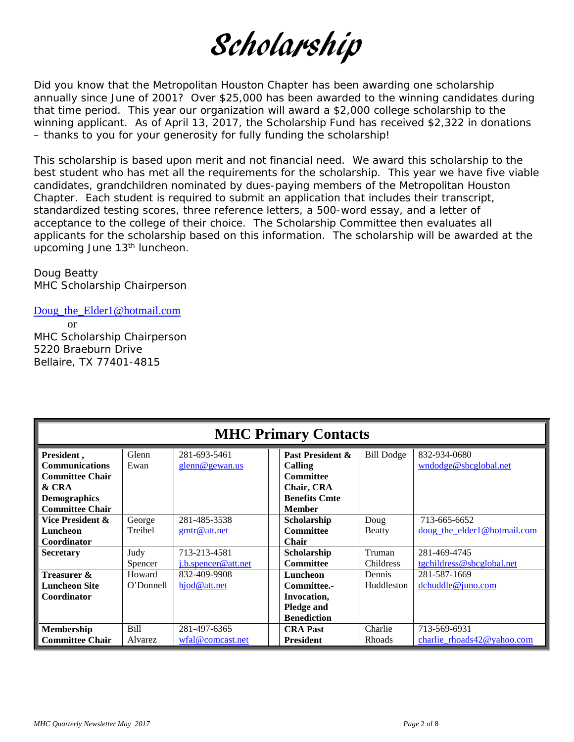# Scholarship

Did you know that the Metropolitan Houston Chapter has been awarding one scholarship annually since June of 2001? Over $25,000 has been awarded to the winning candidates during that time period. This year our organization will award a $2,000 college scholarship to the winning applicant. As of April 13, 2017, the Scholarship Fund has received $2,322 in donations – thanks to you for your generosity for fully funding the scholarship!

This scholarship is based upon merit and not financial need. We award this scholarship to the best student who has met all the requirements for the scholarship. This year we have five viable candidates, grandchildren nominated by dues-paying members of the Metropolitan Houston Chapter. Each student is required to submit an application that includes their transcript, standardized testing scores, three reference letters, a 500-word essay, and a letter of acceptance to the college of their choice. The Scholarship Committee then evaluates all applicants for the scholarship based on this information. The scholarship will be awarded at the upcoming June 13th luncheon.

Doug Beatty
MHC Scholarship Chairperson

Doug_the_Elder1@hotmail.com
or
MHC Scholarship Chairperson
5220 Braeburn Drive
Bellaire, TX 77401-4815

## MHC Primary Contacts

| Position | Name | Contact | | Position | Name | Contact |
|---|---|---|---|---|---|---|
| **President, Communications Committee Chair & CRA Demographics Committee Chair** | Glenn Ewan | 281-693-5461 glenn@gewan.us | | **Past President & Calling Committee Chair, CRA Benefits Cmte Member** | Bill Dodge | 832-934-0680 wndodge@sbcglobal.net |
| **Vice President & Luncheon Coordinator** | George Treibel | 281-485-3538 gmtr@att.net | | **Scholarship Committee Chair** | Doug Beatty | 713-665-6652 doug_the_elder1@hotmail.com |
| **Secretary** | Judy Spencer | 713-213-4581 j.b.spencer@att.net | | **Scholarship Committee** | Truman Childress | 281-469-4745 tgchildress@sbcglobal.net |
| **Treasurer & Luncheon Site Coordinator** | Howard O'Donnell | 832-409-9908 hjod@att.net | | **Luncheon Committee.- Invocation, Pledge and Benediction** | Dennis Huddleston | 281-587-1669 dchuddle@juno.com |
| **Membership Committee Chair** | Bill Alvarez | 281-497-6365 wfal@comcast.net | | **CRA Past President** | Charlie Rhoads | 713-569-6931 charlie_rhoads42@yahoo.com |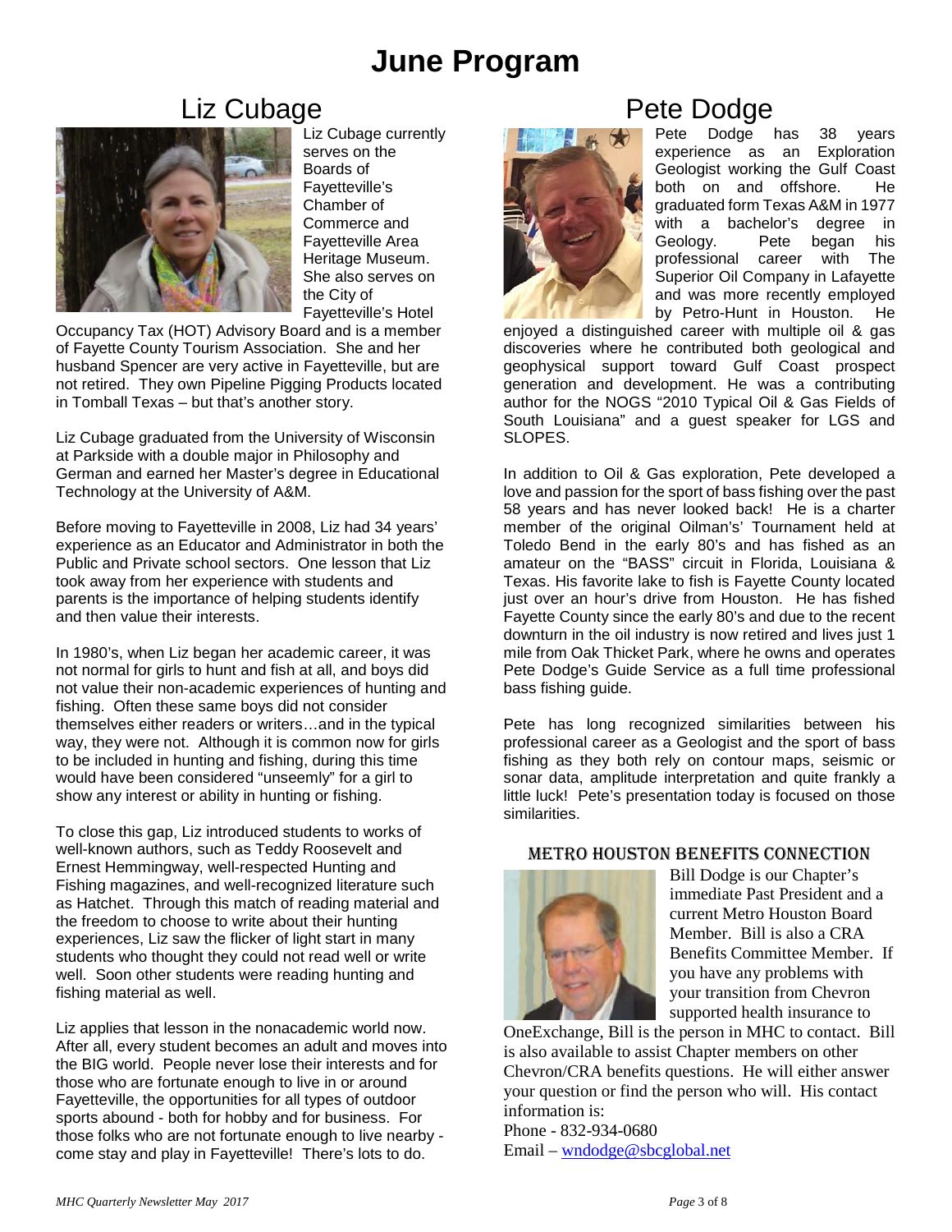# June Program

## Liz Cubage

Liz Cubage currently serves on the Boards of Fayetteville's Chamber of Commerce and Fayetteville Area Heritage Museum. She also serves on the City of Fayetteville's Hotel Occupancy Tax (HOT) Advisory Board and is a member of Fayette County Tourism Association. She and her husband Spencer are very active in Fayetteville, but are not retired. They own Pipeline Pigging Products located in Tomball Texas – but that's another story.

Liz Cubage graduated from the University of Wisconsin at Parkside with a double major in Philosophy and German and earned her Master's degree in Educational Technology at the University of A&M.

Before moving to Fayetteville in 2008, Liz had 34 years' experience as an Educator and Administrator in both the Public and Private school sectors. One lesson that Liz took away from her experience with students and parents is the importance of helping students identify and then value their interests.

In 1980's, when Liz began her academic career, it was not normal for girls to hunt and fish at all, and boys did not value their non-academic experiences of hunting and fishing. Often these same boys did not consider themselves either readers or writers…and in the typical way, they were not. Although it is common now for girls to be included in hunting and fishing, during this time would have been considered "unseemly" for a girl to show any interest or ability in hunting or fishing.

To close this gap, Liz introduced students to works of well-known authors, such as Teddy Roosevelt and Ernest Hemmingway, well-respected Hunting and Fishing magazines, and well-recognized literature such as Hatchet. Through this match of reading material and the freedom to choose to write about their hunting experiences, Liz saw the flicker of light start in many students who thought they could not read well or write well. Soon other students were reading hunting and fishing material as well.

Liz applies that lesson in the nonacademic world now. After all, every student becomes an adult and moves into the BIG world. People never lose their interests and for those who are fortunate enough to live in or around Fayetteville, the opportunities for all types of outdoor sports abound - both for hobby and for business. For those folks who are not fortunate enough to live nearby - come stay and play in Fayetteville! There's lots to do.

## Pete Dodge

Pete Dodge has 38 years experience as an Exploration Geologist working the Gulf Coast both on and offshore. He graduated form Texas A&M in 1977 with a bachelor's degree in Geology. Pete began his professional career with The Superior Oil Company in Lafayette and was more recently employed by Petro-Hunt in Houston. He enjoyed a distinguished career with multiple oil & gas discoveries where he contributed both geological and geophysical support toward Gulf Coast prospect generation and development. He was a contributing author for the NOGS "2010 Typical Oil & Gas Fields of South Louisiana" and a guest speaker for LGS and SLOPES.

In addition to Oil & Gas exploration, Pete developed a love and passion for the sport of bass fishing over the past 58 years and has never looked back! He is a charter member of the original Oilman's' Tournament held at Toledo Bend in the early 80's and has fished as an amateur on the "BASS" circuit in Florida, Louisiana & Texas. His favorite lake to fish is Fayette County located just over an hour's drive from Houston. He has fished Fayette County since the early 80's and due to the recent downturn in the oil industry is now retired and lives just 1 mile from Oak Thicket Park, where he owns and operates Pete Dodge's Guide Service as a full time professional bass fishing guide.

Pete has long recognized similarities between his professional career as a Geologist and the sport of bass fishing as they both rely on contour maps, seismic or sonar data, amplitude interpretation and quite frankly a little luck! Pete's presentation today is focused on those similarities.

### Metro Houston Benefits Connection

Bill Dodge is our Chapter's immediate Past President and a current Metro Houston Board Member. Bill is also a CRA Benefits Committee Member. If you have any problems with your transition from Chevron supported health insurance to OneExchange, Bill is the person in MHC to contact. Bill is also available to assist Chapter members on other Chevron/CRA benefits questions. He will either answer your question or find the person who will. His contact information is:
Phone - 832-934-0680
Email – wndodge@sbcglobal.net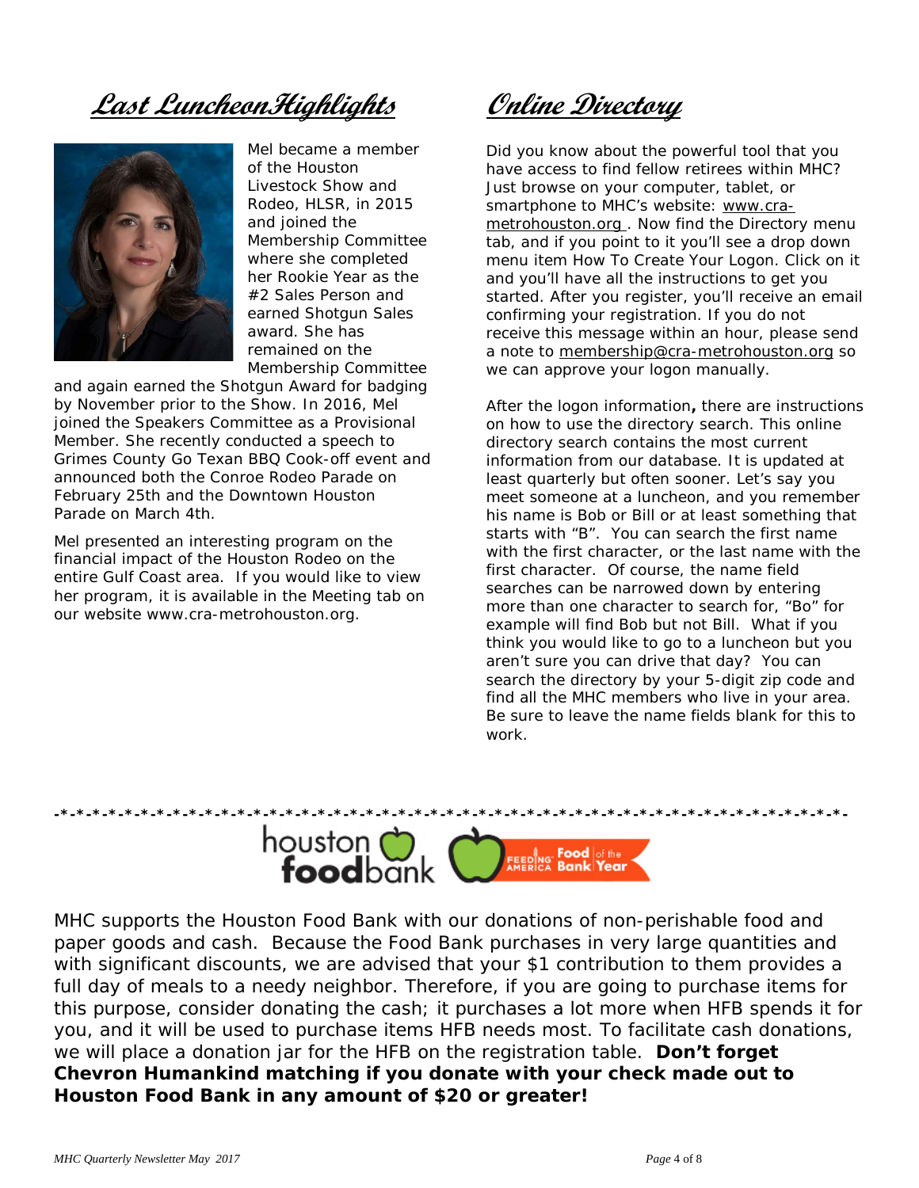## Last Luncheon Highlights

Mel became a member of the Houston Livestock Show and Rodeo, HLSR, in 2015 and joined the Membership Committee where she completed her Rookie Year as the #2 Sales Person and earned Shotgun Sales award. She has remained on the Membership Committee and again earned the Shotgun Award for badging by November prior to the Show. In 2016, Mel joined the Speakers Committee as a Provisional Member. She recently conducted a speech to Grimes County Go Texan BBQ Cook-off event and announced both the Conroe Rodeo Parade on February 25th and the Downtown Houston Parade on March 4th.

Mel presented an interesting program on the financial impact of the Houston Rodeo on the entire Gulf Coast area. If you would like to view her program, it is available in the Meeting tab on our website www.cra-metrohouston.org.

## Online Directory

Did you know about the powerful tool that you have access to find fellow retirees within MHC? Just browse on your computer, tablet, or smartphone to MHC's website: www.cra-metrohouston.org . Now find the Directory menu tab, and if you point to it you'll see a drop down menu item How To Create Your Logon. Click on it and you'll have all the instructions to get you started. After you register, you'll receive an email confirming your registration. If you do not receive this message within an hour, please send a note to membership@cra-metrohouston.org so we can approve your logon manually.

After the logon information**,** there are instructions on how to use the directory search. This online directory search contains the most current information from our database. It is updated at least quarterly but often sooner. Let's say you meet someone at a luncheon, and you remember his name is Bob or Bill or at least something that starts with "B". You can search the first name with the first character, or the last name with the first character. Of course, the name field searches can be narrowed down by entering more than one character to search for, "Bo" for example will find Bob but not Bill. What if you think you would like to go to a luncheon but you aren't sure you can drive that day? You can search the directory by your 5-digit zip code and find all the MHC members who live in your area. Be sure to leave the name fields blank for this to work.

-*-*-*-*-*-*-*-*-*-*-*-*-*-*-*-*-*-*-*-*-*-*-*-*-*-*-*-*-*-*-*-*-*-*-*-*-*-*-*-*-*-*-*-*-*-*-*-*-*-

houston foodbank — Feeding America Food Bank of the Year

MHC supports the Houston Food Bank with our donations of non-perishable food and paper goods and cash. Because the Food Bank purchases in very large quantities and with significant discounts, we are advised that your $1 contribution to them provides a full day of meals to a needy neighbor. Therefore, if you are going to purchase items for this purpose, consider donating the cash; it purchases a lot more when HFB spends it for you, and it will be used to purchase items HFB needs most. To facilitate cash donations, we will place a donation jar for the HFB on the registration table. **Don't forget Chevron Humankind matching if you donate with your check made out to Houston Food Bank in any amount of $20 or greater!**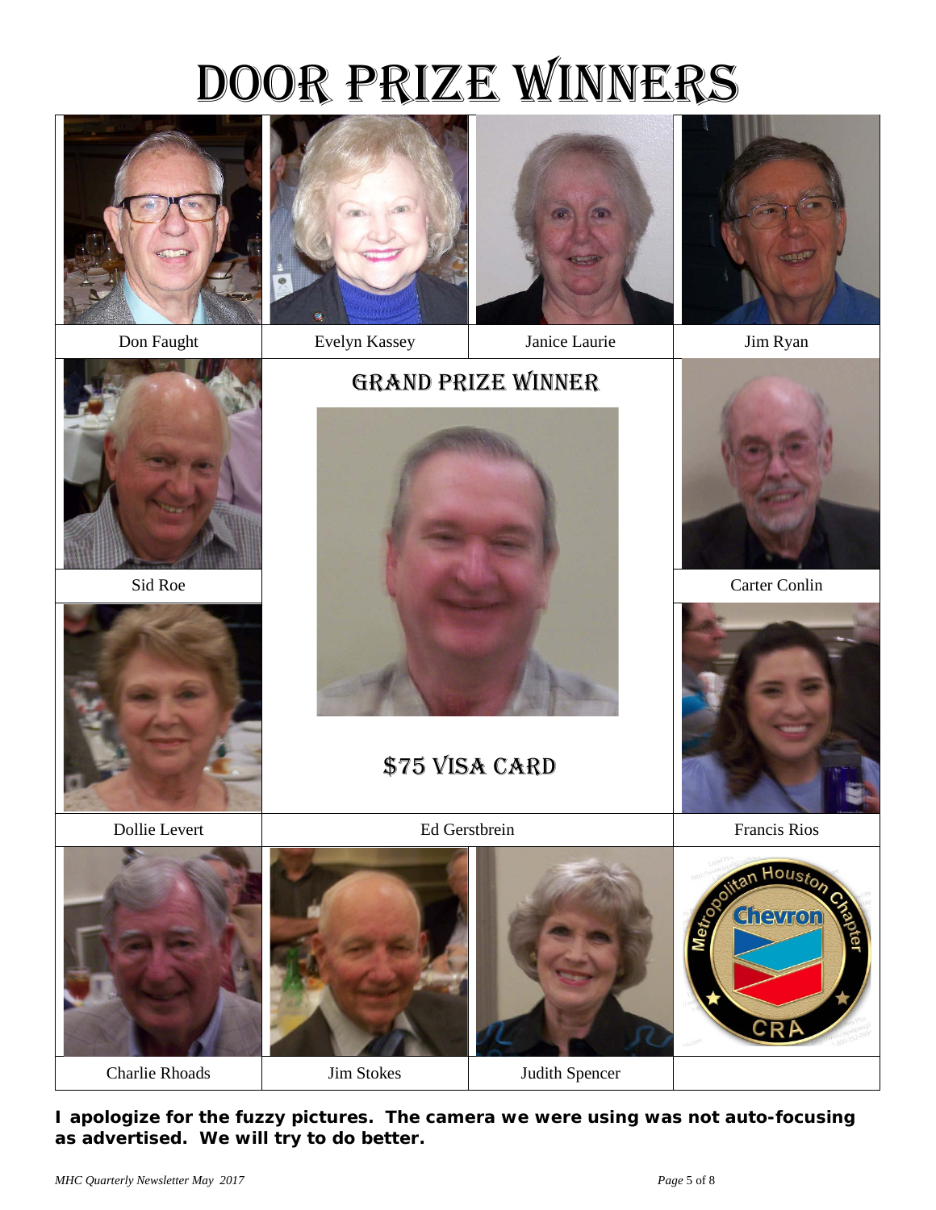# DOOR PRIZE WINNERS

| | | | |
|---|---|---|---|
| Don Faught | Evelyn Kassey | Janice Laurie | Jim Ryan |
| Sid Roe | GRAND PRIZE WINNER | | Carter Conlin |
| Dollie Levert | $75 VISA CARD | | Francis Rios |
| | Ed Gerstbrein | | |
| Charlie Rhoads | Jim Stokes | Judith Spencer | |

Metropolitan Houston Chapter
Chevron
CRA

**I apologize for the fuzzy pictures. The camera we were using was not auto-focusing as advertised. We will try to do better.**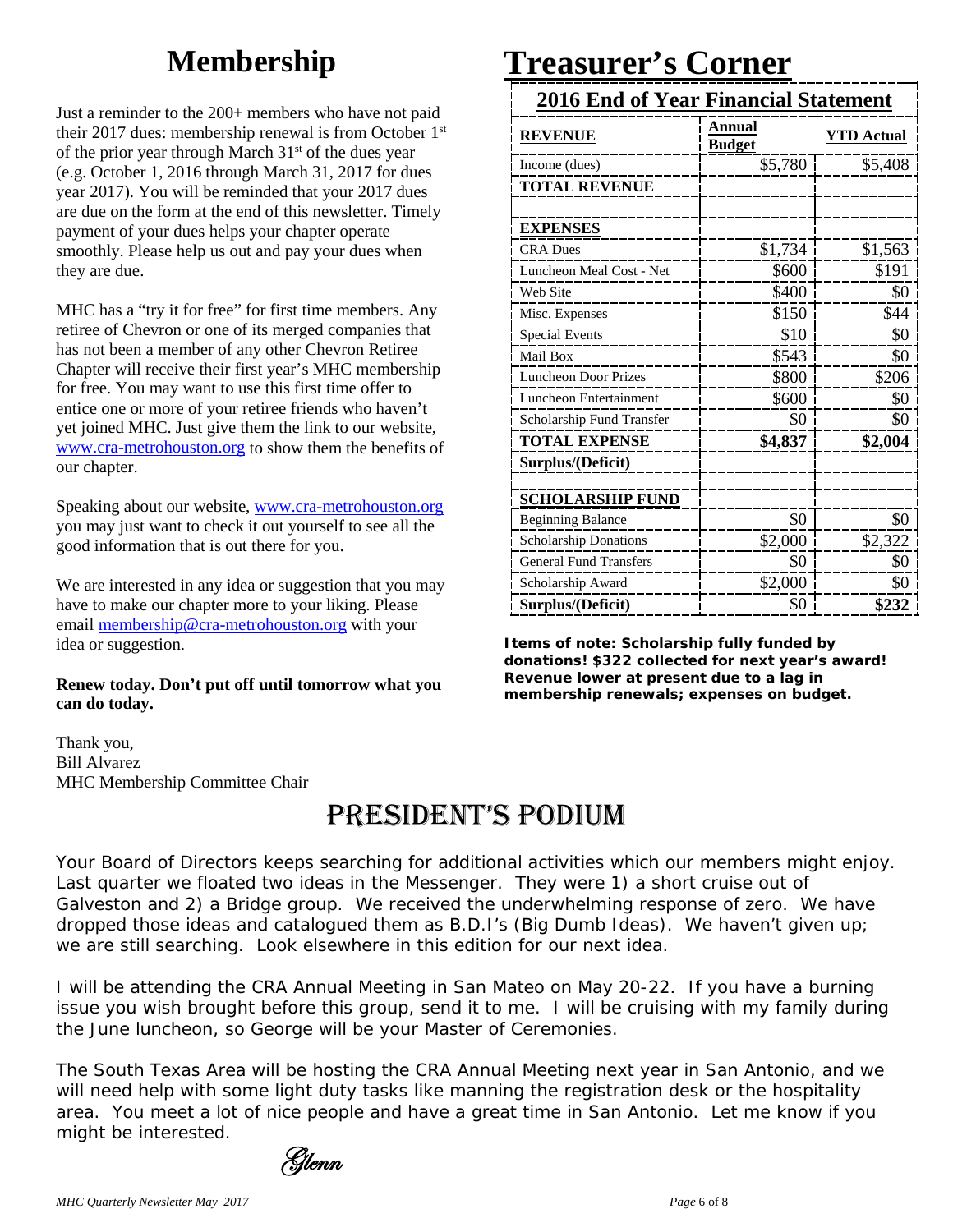# Membership

Just a reminder to the 200+ members who have not paid their 2017 dues: membership renewal is from October 1st of the prior year through March 31st of the dues year (e.g. October 1, 2016 through March 31, 2017 for dues year 2017). You will be reminded that your 2017 dues are due on the form at the end of this newsletter. Timely payment of your dues helps your chapter operate smoothly. Please help us out and pay your dues when they are due.

MHC has a "try it for free" for first time members. Any retiree of Chevron or one of its merged companies that has not been a member of any other Chevron Retiree Chapter will receive their first year's MHC membership for free. You may want to use this first time offer to entice one or more of your retiree friends who haven't yet joined MHC. Just give them the link to our website, www.cra-metrohouston.org to show them the benefits of our chapter.

Speaking about our website, www.cra-metrohouston.org you may just want to check it out yourself to see all the good information that is out there for you.

We are interested in any idea or suggestion that you may have to make our chapter more to your liking. Please email membership@cra-metrohouston.org with your idea or suggestion.

**Renew today. Don't put off until tomorrow what you can do today.**

Thank you,
Bill Alvarez
MHC Membership Committee Chair

# Treasurer's Corner

## 2016 End of Year Financial Statement

| **REVENUE** | **Annual Budget** | **YTD Actual** |
|---|---|---|
| Income (dues) | $5,780 | $5,408 |
| **TOTAL REVENUE** | | |
| | | |
| **EXPENSES** | | |
| CRA Dues | $1,734 | $1,563 |
| Luncheon Meal Cost - Net | $600 | $191 |
| Web Site | $400 | $0 |
| Misc. Expenses | $150 | $44 |
| Special Events | $10 | $0 |
| Mail Box | $543 | $0 |
| Luncheon Door Prizes | $800 | $206 |
| Luncheon Entertainment | $600 | $0 |
| Scholarship Fund Transfer | $0 | $0 |
| **TOTAL EXPENSE** | **$4,837** | **$2,004** |
| **Surplus/(Deficit)** | | |
| | | |
| **SCHOLARSHIP FUND** | | |
| Beginning Balance | $0 | $0 |
| Scholarship Donations | $2,000 | $2,322 |
| General Fund Transfers | $0 | $0 |
| Scholarship Award | $2,000 | $0 |
| **Surplus/(Deficit)** | $0 | **$232** |

**Items of note: Scholarship fully funded by donations! $322 collected for next year's award! Revenue lower at present due to a lag in membership renewals; expenses on budget.**

# President's Podium

Your Board of Directors keeps searching for additional activities which our members might enjoy. Last quarter we floated two ideas in the Messenger. They were 1) a short cruise out of Galveston and 2) a Bridge group. We received the underwhelming response of zero. We have dropped those ideas and catalogued them as B.D.I's (Big Dumb Ideas). We haven't given up; we are still searching. Look elsewhere in this edition for our next idea.

I will be attending the CRA Annual Meeting in San Mateo on May 20-22. If you have a burning issue you wish brought before this group, send it to me. I will be cruising with my family during the June luncheon, so George will be your Master of Ceremonies.

The South Texas Area will be hosting the CRA Annual Meeting next year in San Antonio, and we will need help with some light duty tasks like manning the registration desk or the hospitality area. You meet a lot of nice people and have a great time in San Antonio. Let me know if you might be interested.

*Glenn*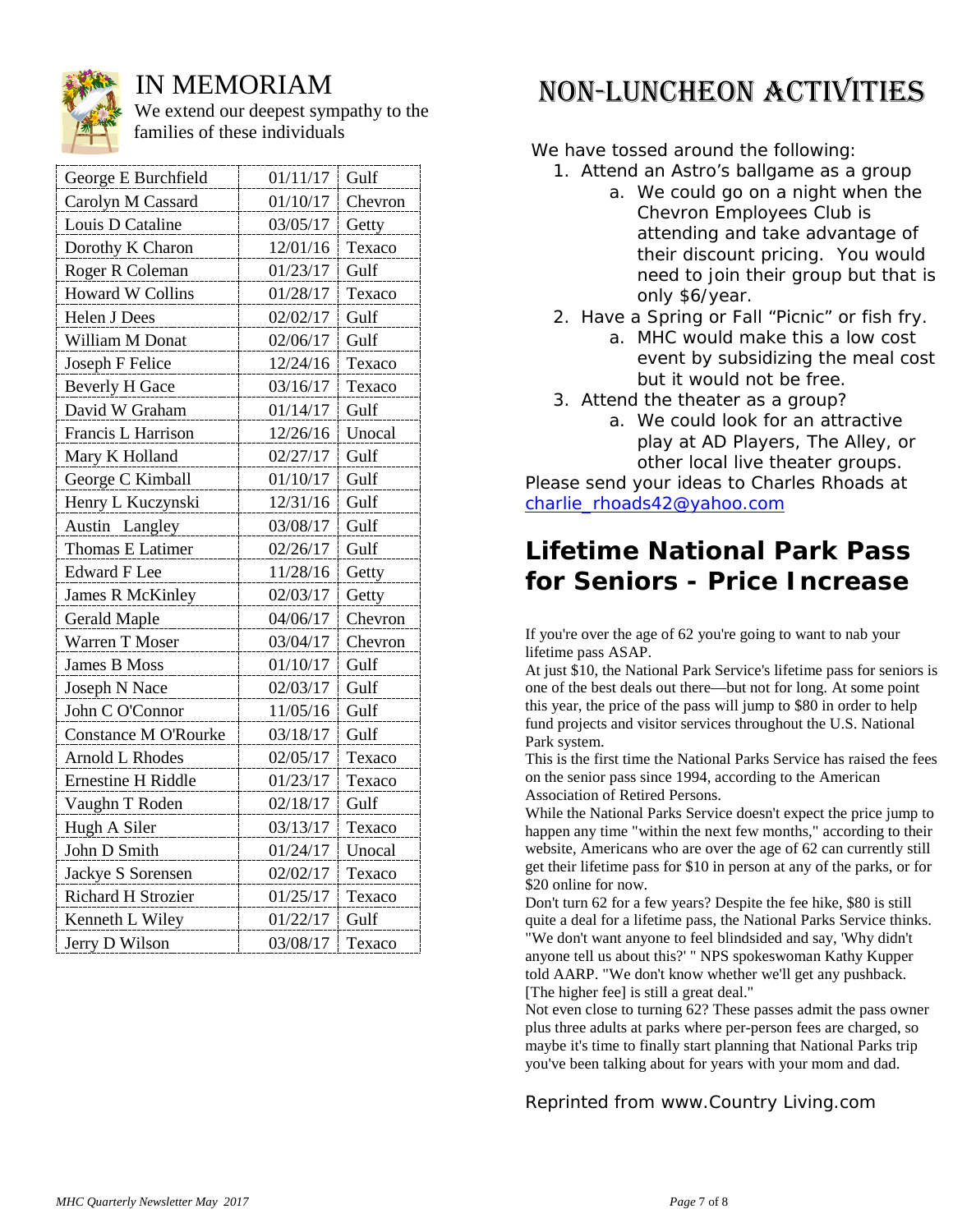# IN MEMORIAM

We extend our deepest sympathy to the families of these individuals

| Name | Date | Company |
|---|---|---|
| George E Burchfield | 01/11/17 | Gulf |
| Carolyn M Cassard | 01/10/17 | Chevron |
| Louis D Cataline | 03/05/17 | Getty |
| Dorothy K Charon | 12/01/16 | Texaco |
| Roger R Coleman | 01/23/17 | Gulf |
| Howard W Collins | 01/28/17 | Texaco |
| Helen J Dees | 02/02/17 | Gulf |
| William M Donat | 02/06/17 | Gulf |
| Joseph F Felice | 12/24/16 | Texaco |
| Beverly H Gace | 03/16/17 | Texaco |
| David W Graham | 01/14/17 | Gulf |
| Francis L Harrison | 12/26/16 | Unocal |
| Mary K Holland | 02/27/17 | Gulf |
| George C Kimball | 01/10/17 | Gulf |
| Henry L Kuczynski | 12/31/16 | Gulf |
| Austin Langley | 03/08/17 | Gulf |
| Thomas E Latimer | 02/26/17 | Gulf |
| Edward F Lee | 11/28/16 | Getty |
| James R McKinley | 02/03/17 | Getty |
| Gerald Maple | 04/06/17 | Chevron |
| Warren T Moser | 03/04/17 | Chevron |
| James B Moss | 01/10/17 | Gulf |
| Joseph N Nace | 02/03/17 | Gulf |
| John C O'Connor | 11/05/16 | Gulf |
| Constance M O'Rourke | 03/18/17 | Gulf |
| Arnold L Rhodes | 02/05/17 | Texaco |
| Ernestine H Riddle | 01/23/17 | Texaco |
| Vaughn T Roden | 02/18/17 | Gulf |
| Hugh A Siler | 03/13/17 | Texaco |
| John D Smith | 01/24/17 | Unocal |
| Jackye S Sorensen | 02/02/17 | Texaco |
| Richard H Strozier | 01/25/17 | Texaco |
| Kenneth L Wiley | 01/22/17 | Gulf |
| Jerry D Wilson | 03/08/17 | Texaco |

# NON-LUNCHEON ACTIVITIES

We have tossed around the following:

1. Attend an Astro's ballgame as a group
   a. We could go on a night when the Chevron Employees Club is attending and take advantage of their discount pricing. You would need to join their group but that is only $6/year.
2. Have a Spring or Fall "Picnic" or fish fry.
   a. MHC would make this a low cost event by subsidizing the meal cost but it would not be free.
3. Attend the theater as a group?
   a. We could look for an attractive play at AD Players, The Alley, or other local live theater groups.

Please send your ideas to Charles Rhoads at charlie_rhoads42@yahoo.com

## Lifetime National Park Pass for Seniors - Price Increase

If you're over the age of 62 you're going to want to nab your lifetime pass ASAP.

At just $10, the National Park Service's lifetime pass for seniors is one of the best deals out there—but not for long. At some point this year, the price of the pass will jump to $80 in order to help fund projects and visitor services throughout the U.S. National Park system.

This is the first time the National Parks Service has raised the fees on the senior pass since 1994, according to the American Association of Retired Persons.

While the National Parks Service doesn't expect the price jump to happen any time "within the next few months," according to their website, Americans who are over the age of 62 can currently still get their lifetime pass for $10 in person at any of the parks, or for $20 online for now.

Don't turn 62 for a few years? Despite the fee hike, $80 is still quite a deal for a lifetime pass, the National Parks Service thinks. "We don't want anyone to feel blindsided and say, 'Why didn't anyone tell us about this?' " NPS spokeswoman Kathy Kupper told AARP. "We don't know whether we'll get any pushback. [The higher fee] is still a great deal."

Not even close to turning 62? These passes admit the pass owner plus three adults at parks where per-person fees are charged, so maybe it's time to finally start planning that National Parks trip you've been talking about for years with your mom and dad.

Reprinted from www.Country Living.com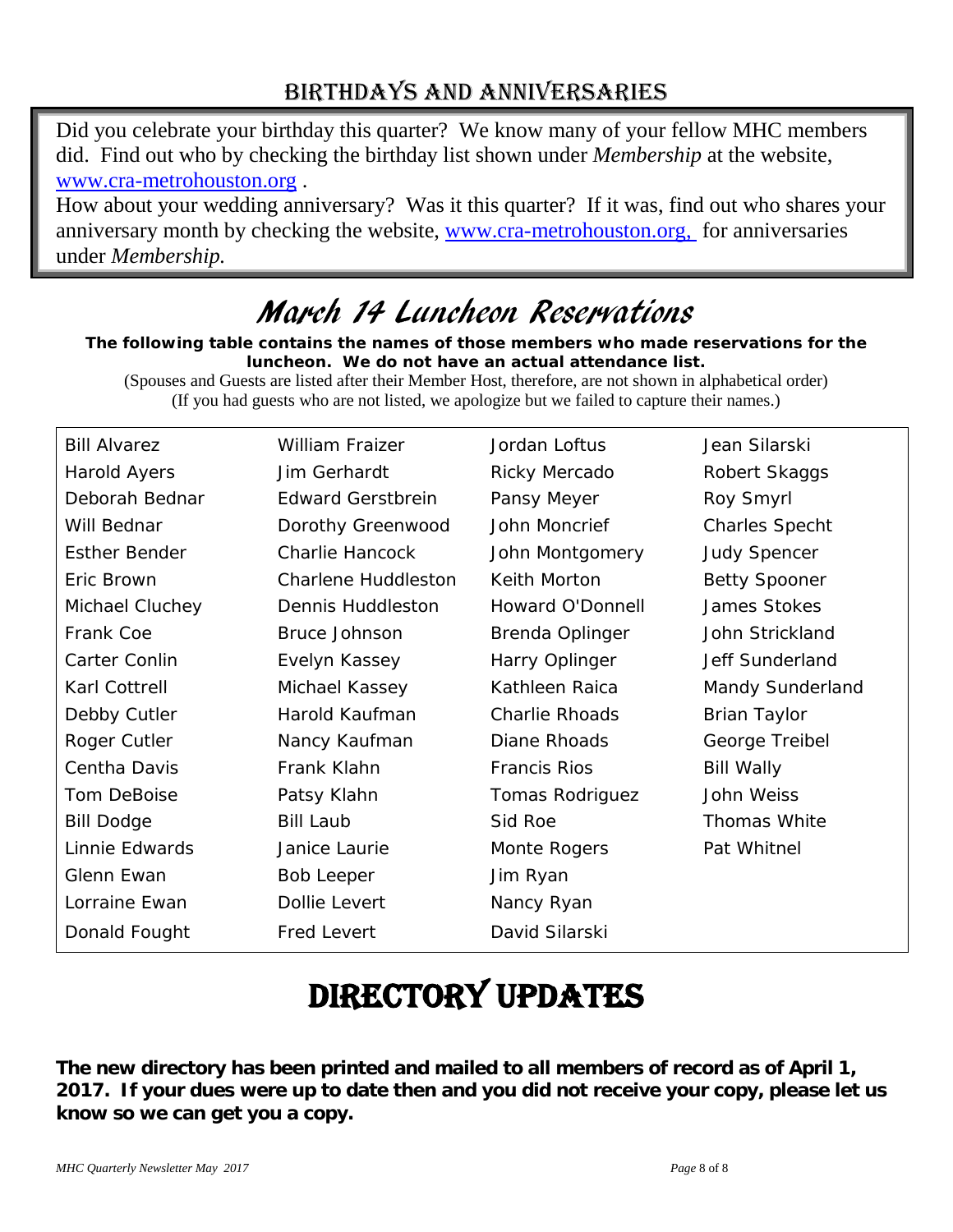## Birthdays and Anniversaries

Did you celebrate your birthday this quarter? We know many of your fellow MHC members did. Find out who by checking the birthday list shown under *Membership* at the website, www.cra-metrohouston.org .

How about your wedding anniversary? Was it this quarter? If it was, find out who shares your anniversary month by checking the website, www.cra-metrohouston.org, for anniversaries under *Membership.*

# March 14 Luncheon Reservations

**The following table contains the names of those members who made reservations for the luncheon. We do not have an actual attendance list.**

(Spouses and Guests are listed after their Member Host, therefore, are not shown in alphabetical order)
(If you had guests who are not listed, we apologize but we failed to capture their names.)

| | | | |
|---|---|---|---|
| Bill Alvarez | William Fraizer | Jordan Loftus | Jean Silarski |
| Harold Ayers | Jim Gerhardt | Ricky Mercado | Robert Skaggs |
| Deborah Bednar | Edward Gerstbrein | Pansy Meyer | Roy Smyrl |
| Will Bednar | Dorothy Greenwood | John Moncrief | Charles Specht |
| Esther Bender | Charlie Hancock | John Montgomery | Judy Spencer |
| Eric Brown | Charlene Huddleston | Keith Morton | Betty Spooner |
| Michael Cluchey | Dennis Huddleston | Howard O'Donnell | James Stokes |
| Frank Coe | Bruce Johnson | Brenda Oplinger | John Strickland |
| Carter Conlin | Evelyn Kassey | Harry Oplinger | Jeff Sunderland |
| Karl Cottrell | Michael Kassey | Kathleen Raica | Mandy Sunderland |
| Debby Cutler | Harold Kaufman | Charlie Rhoads | Brian Taylor |
| Roger Cutler | Nancy Kaufman | Diane Rhoads | George Treibel |
| Centha Davis | Frank Klahn | Francis Rios | Bill Wally |
| Tom DeBoise | Patsy Klahn | Tomas Rodriguez | John Weiss |
| Bill Dodge | Bill Laub | Sid Roe | Thomas White |
| Linnie Edwards | Janice Laurie | Monte Rogers | Pat Whitnel |
| Glenn Ewan | Bob Leeper | Jim Ryan | |
| Lorraine Ewan | Dollie Levert | Nancy Ryan | |
| Donald Fought | Fred Levert | David Silarski | |

# Directory Updates

**The new directory has been printed and mailed to all members of record as of April 1, 2017. If your dues were up to date then and you did not receive your copy, please let us know so we can get you a copy.**